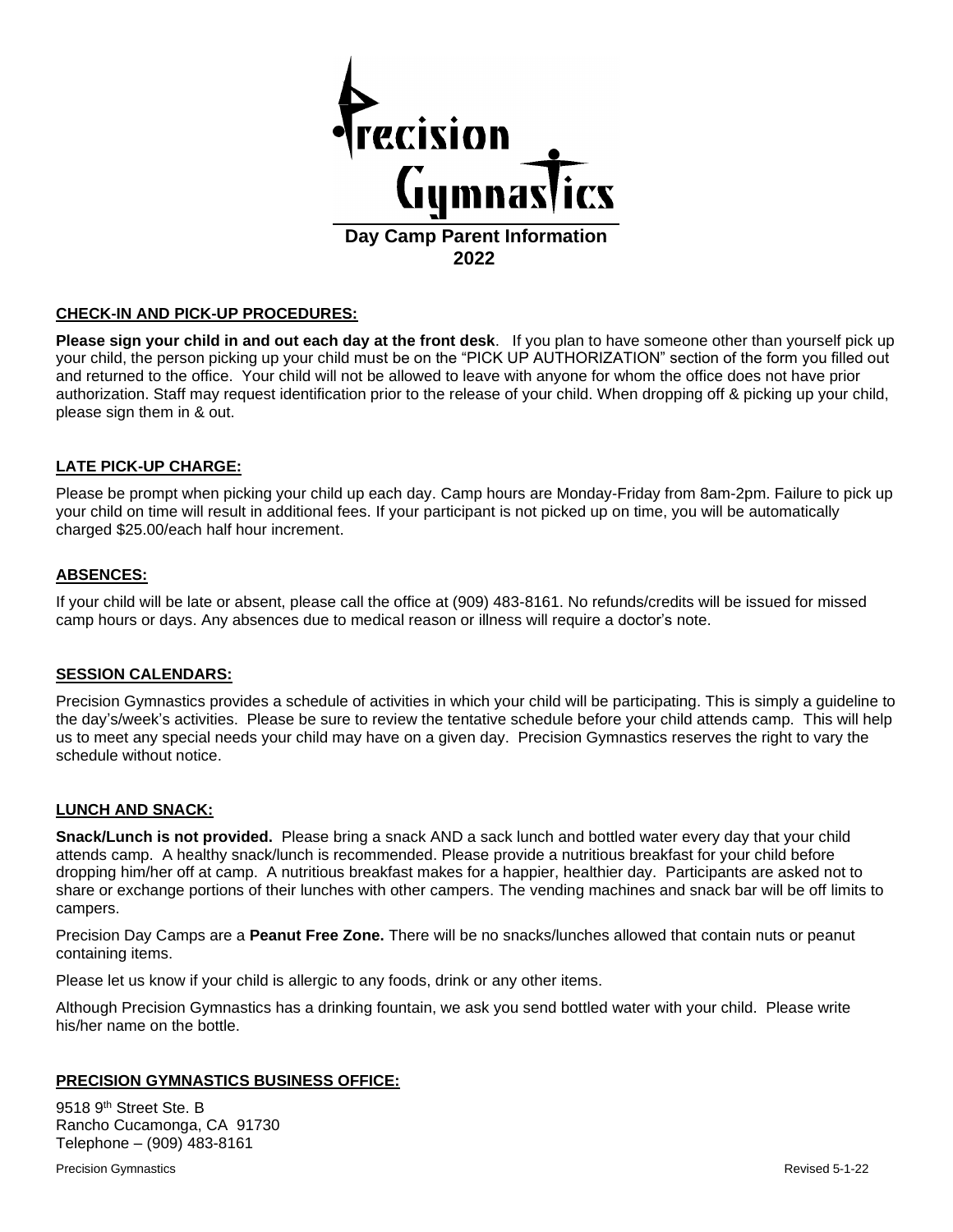# Precision Gymnastics

## Day Camp Parent Information 2022

### CHECK-IN AND PICK-UP PROCEDURES:

**Please sign your child in and out each day at the front desk**. If you plan to have someone other than yourself pick up your child, the person picking up your child must be on the "PICK UP AUTHORIZATION" section of the form you filled out and returned to the office. Your child will not be allowed to leave with anyone for whom the office does not have prior authorization. Staff may request identification prior to the release of your child. When dropping off & picking up your child, please sign them in & out.

### LATE PICK-UP CHARGE:

Please be prompt when picking your child up each day. Camp hours are Monday-Friday from 8am-2pm. Failure to pick up your child on time will result in additional fees. If your participant is not picked up on time, you will be automatically charged $25.00/each half hour increment.

### ABSENCES:

If your child will be late or absent, please call the office at (909) 483-8161. No refunds/credits will be issued for missed camp hours or days. Any absences due to medical reason or illness will require a doctor's note.

### SESSION CALENDARS:

Precision Gymnastics provides a schedule of activities in which your child will be participating. This is simply a guideline to the day's/week's activities. Please be sure to review the tentative schedule before your child attends camp. This will help us to meet any special needs your child may have on a given day. Precision Gymnastics reserves the right to vary the schedule without notice.

### LUNCH AND SNACK:

**Snack/Lunch is not provided.** Please bring a snack AND a sack lunch and bottled water every day that your child attends camp. A healthy snack/lunch is recommended. Please provide a nutritious breakfast for your child before dropping him/her off at camp. A nutritious breakfast makes for a happier, healthier day. Participants are asked not to share or exchange portions of their lunches with other campers. The vending machines and snack bar will be off limits to campers.

Precision Day Camps are a **Peanut Free Zone.** There will be no snacks/lunches allowed that contain nuts or peanut containing items.

Please let us know if your child is allergic to any foods, drink or any other items.

Although Precision Gymnastics has a drinking fountain, we ask you send bottled water with your child. Please write his/her name on the bottle.

### PRECISION GYMNASTICS BUSINESS OFFICE:

9518 9th Street Ste. B
Rancho Cucamonga, CA 91730
Telephone – (909) 483-8161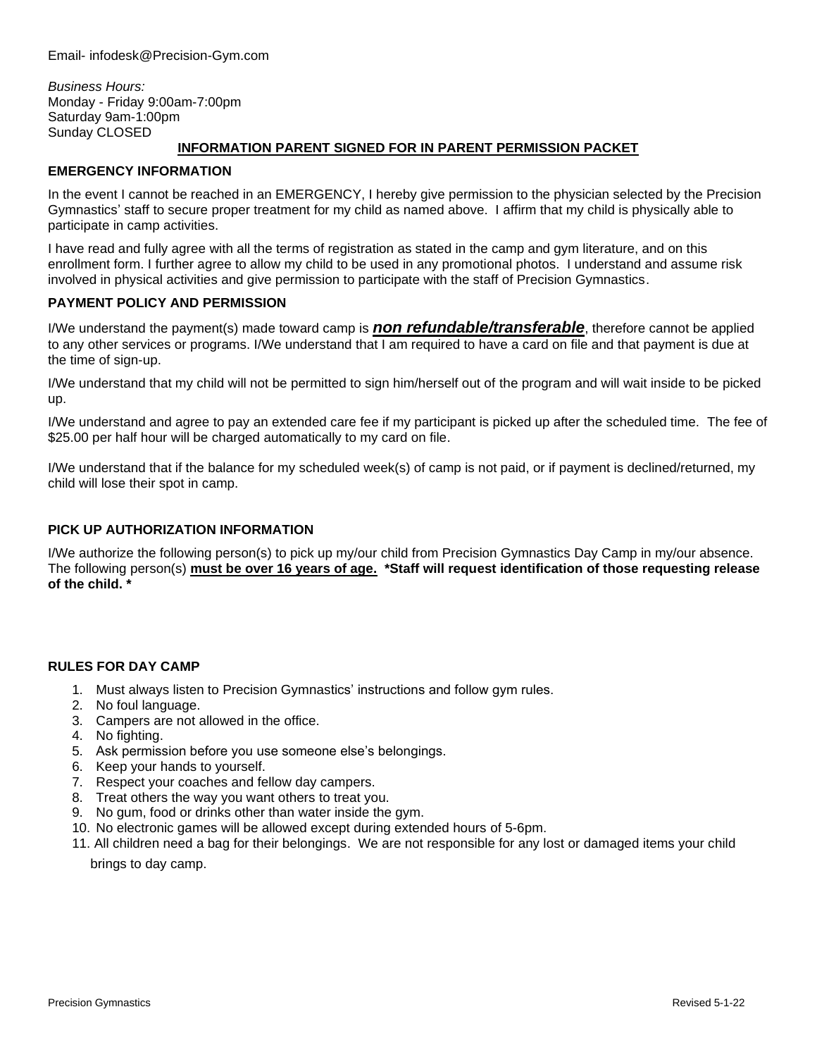Email- infodesk@Precision-Gym.com

*Business Hours:*
Monday - Friday 9:00am-7:00pm
Saturday 9am-1:00pm
Sunday CLOSED

## INFORMATION PARENT SIGNED FOR IN PARENT PERMISSION PACKET

### EMERGENCY INFORMATION

In the event I cannot be reached in an EMERGENCY, I hereby give permission to the physician selected by the Precision Gymnastics' staff to secure proper treatment for my child as named above. I affirm that my child is physically able to participate in camp activities.

I have read and fully agree with all the terms of registration as stated in the camp and gym literature, and on this enrollment form. I further agree to allow my child to be used in any promotional photos. I understand and assume risk involved in physical activities and give permission to participate with the staff of Precision Gymnastics.

### PAYMENT POLICY AND PERMISSION

I/We understand the payment(s) made toward camp is ***non refundable/transferable***, therefore cannot be applied to any other services or programs. I/We understand that I am required to have a card on file and that payment is due at the time of sign-up.

I/We understand that my child will not be permitted to sign him/herself out of the program and will wait inside to be picked up.

I/We understand and agree to pay an extended care fee if my participant is picked up after the scheduled time. The fee of $25.00 per half hour will be charged automatically to my card on file.

I/We understand that if the balance for my scheduled week(s) of camp is not paid, or if payment is declined/returned, my child will lose their spot in camp.

### PICK UP AUTHORIZATION INFORMATION

I/We authorize the following person(s) to pick up my/our child from Precision Gymnastics Day Camp in my/our absence. The following person(s) **must be over 16 years of age.** **\*Staff will request identification of those requesting release of the child. \***

### RULES FOR DAY CAMP

1. Must always listen to Precision Gymnastics' instructions and follow gym rules.
2. No foul language.
3. Campers are not allowed in the office.
4. No fighting.
5. Ask permission before you use someone else's belongings.
6. Keep your hands to yourself.
7. Respect your coaches and fellow day campers.
8. Treat others the way you want others to treat you.
9. No gum, food or drinks other than water inside the gym.
10. No electronic games will be allowed except during extended hours of 5-6pm.
11. All children need a bag for their belongings. We are not responsible for any lost or damaged items your child brings to day camp.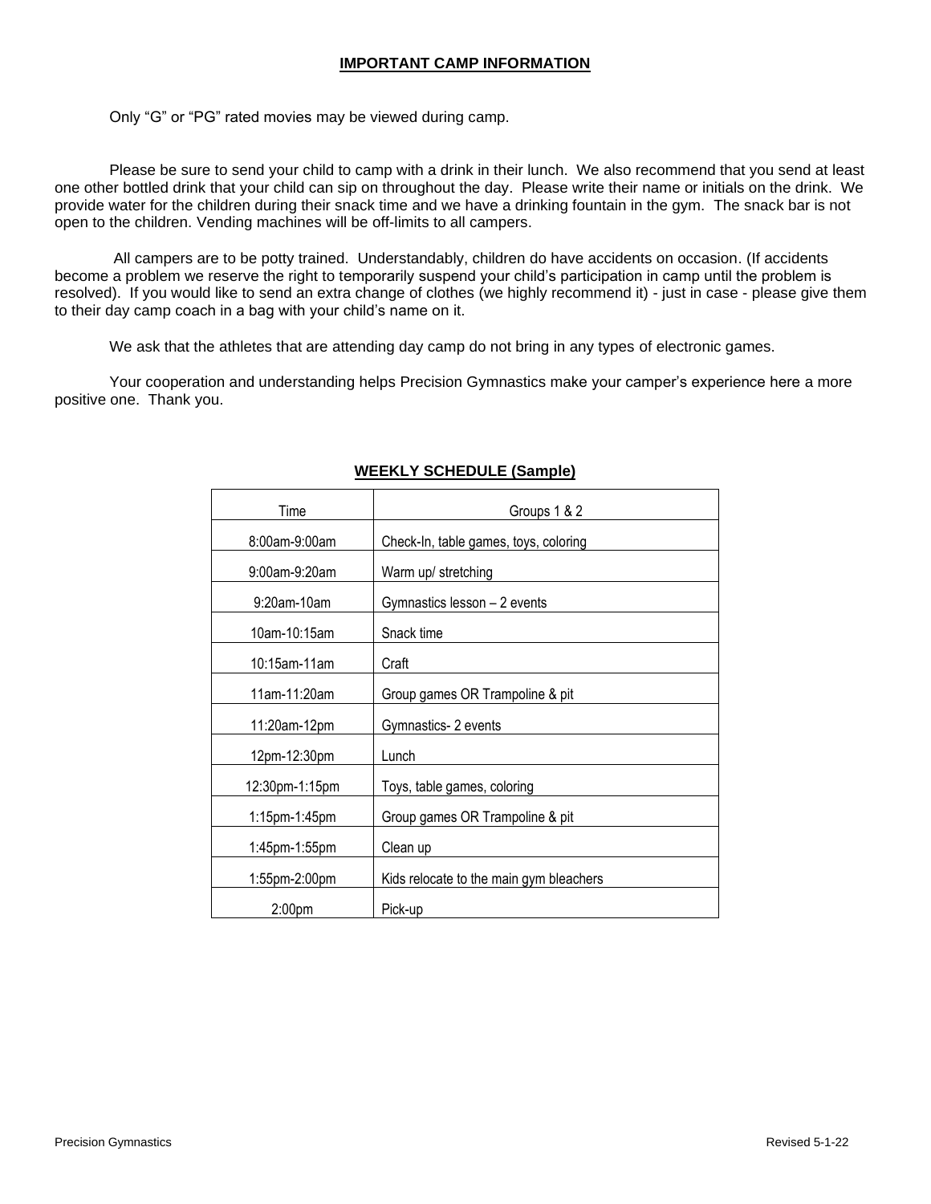## IMPORTANT CAMP INFORMATION

Only "G" or "PG" rated movies may be viewed during camp.

Please be sure to send your child to camp with a drink in their lunch. We also recommend that you send at least one other bottled drink that your child can sip on throughout the day. Please write their name or initials on the drink. We provide water for the children during their snack time and we have a drinking fountain in the gym. The snack bar is not open to the children. Vending machines will be off-limits to all campers.

All campers are to be potty trained. Understandably, children do have accidents on occasion. (If accidents become a problem we reserve the right to temporarily suspend your child's participation in camp until the problem is resolved). If you would like to send an extra change of clothes (we highly recommend it) - just in case - please give them to their day camp coach in a bag with your child's name on it.

We ask that the athletes that are attending day camp do not bring in any types of electronic games.

Your cooperation and understanding helps Precision Gymnastics make your camper's experience here a more positive one. Thank you.

## WEEKLY SCHEDULE (Sample)

| Time | Groups 1 & 2 |
|---|---|
| 8:00am-9:00am | Check-In, table games, toys, coloring |
| 9:00am-9:20am | Warm up/ stretching |
| 9:20am-10am | Gymnastics lesson – 2 events |
| 10am-10:15am | Snack time |
| 10:15am-11am | Craft |
| 11am-11:20am | Group games OR Trampoline & pit |
| 11:20am-12pm | Gymnastics- 2 events |
| 12pm-12:30pm | Lunch |
| 12:30pm-1:15pm | Toys, table games, coloring |
| 1:15pm-1:45pm | Group games OR Trampoline & pit |
| 1:45pm-1:55pm | Clean up |
| 1:55pm-2:00pm | Kids relocate to the main gym bleachers |
| 2:00pm | Pick-up |